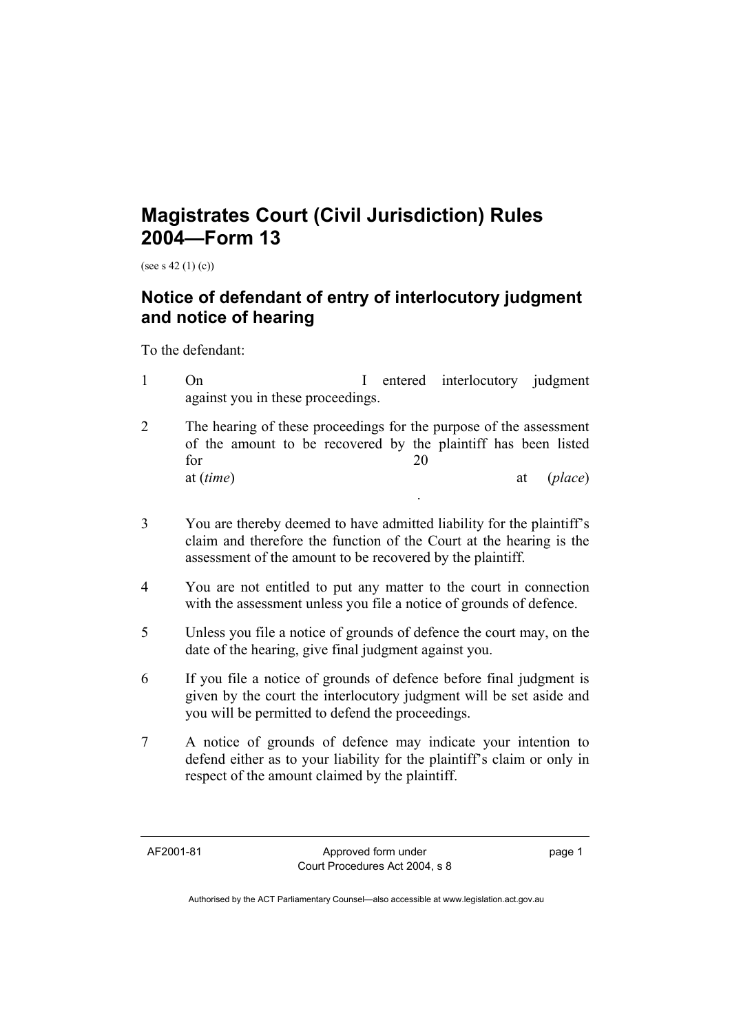# Magistrates Court (Civil Jurisdiction) Rules 2004—Form 13

(see s 42 (1) (c))

## Notice of defendant of entry of interlocutory judgment and notice of hearing

To the defendant:

1 On I entered interlocutory judgment against you in these proceedings.

2 The hearing of these proceedings for the purpose of the assessment of the amount to be recovered by the plaintiff has been listed for 20 at (*time*) at (*place*) .

3 You are thereby deemed to have admitted liability for the plaintiff's claim and therefore the function of the Court at the hearing is the assessment of the amount to be recovered by the plaintiff.

4 You are not entitled to put any matter to the court in connection with the assessment unless you file a notice of grounds of defence.

5 Unless you file a notice of grounds of defence the court may, on the date of the hearing, give final judgment against you.

6 If you file a notice of grounds of defence before final judgment is given by the court the interlocutory judgment will be set aside and you will be permitted to defend the proceedings.

7 A notice of grounds of defence may indicate your intention to defend either as to your liability for the plaintiff's claim or only in respect of the amount claimed by the plaintiff.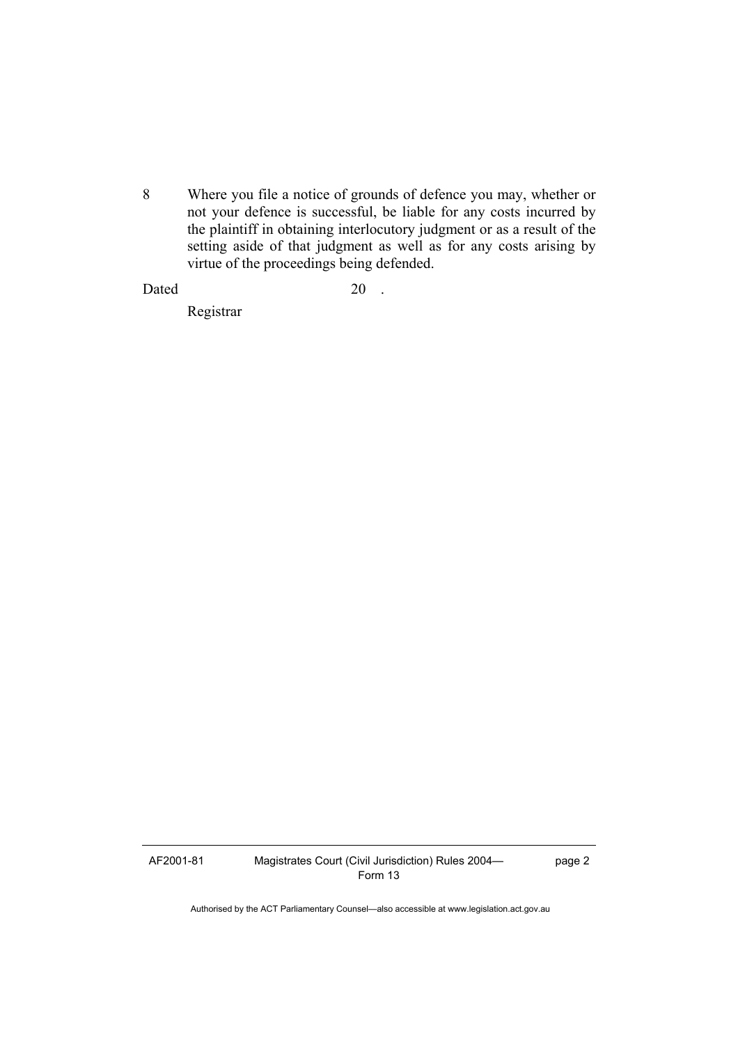8 Where you file a notice of grounds of defence you may, whether or not your defence is successful, be liable for any costs incurred by the plaintiff in obtaining interlocutory judgment or as a result of the setting aside of that judgment as well as for any costs arising by virtue of the proceedings being defended.

Dated 20 .

Registrar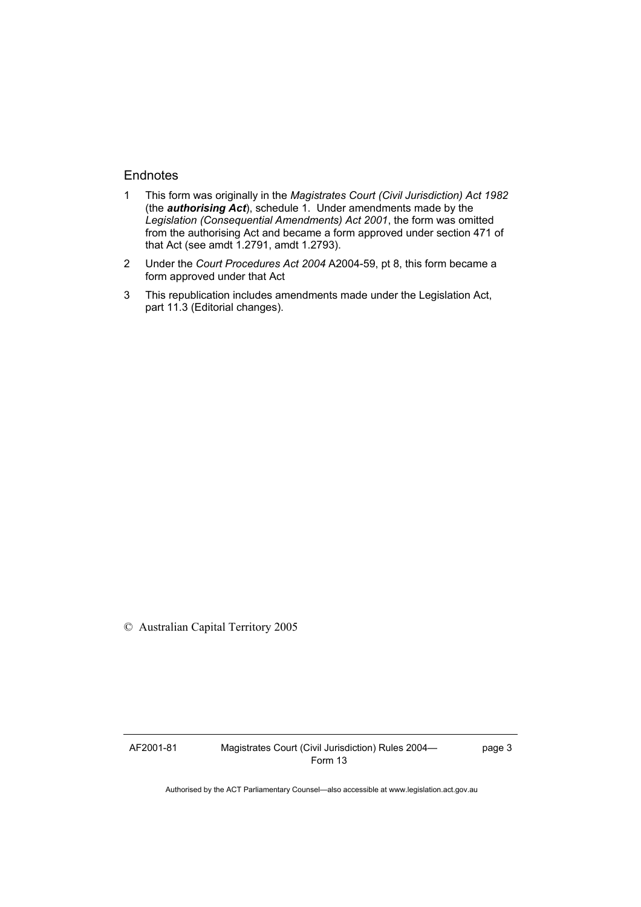## Endnotes

1 This form was originally in the *Magistrates Court (Civil Jurisdiction) Act 1982* (the ***authorising Act***), schedule 1. Under amendments made by the *Legislation (Consequential Amendments) Act 2001*, the form was omitted from the authorising Act and became a form approved under section 471 of that Act (see amdt 1.2791, amdt 1.2793).

2 Under the *Court Procedures Act 2004* A2004-59, pt 8, this form became a form approved under that Act

3 This republication includes amendments made under the Legislation Act, part 11.3 (Editorial changes).

© Australian Capital Territory 2005